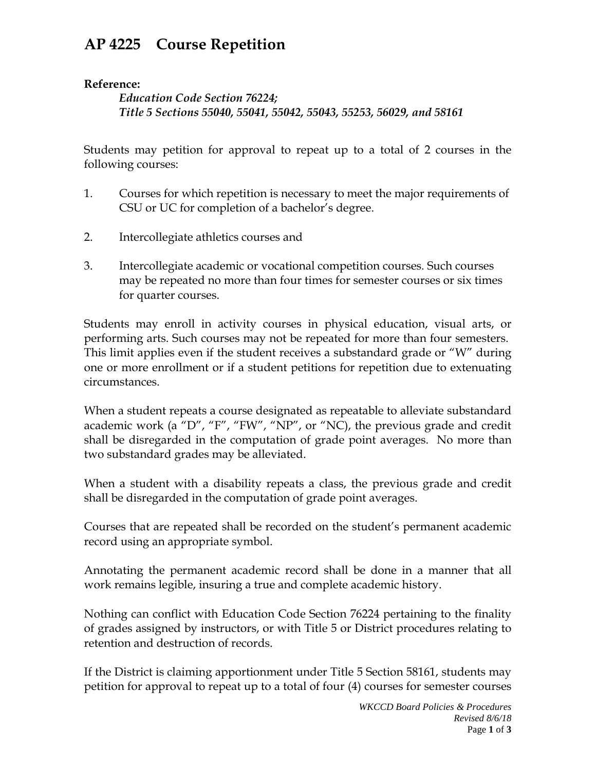# AP 4225 Course Repetition

**Reference:**

*Education Code Section 76224;*
*Title 5 Sections 55040, 55041, 55042, 55043, 55253, 56029, and 58161*

Students may petition for approval to repeat up to a total of 2 courses in the following courses:

1. Courses for which repetition is necessary to meet the major requirements of CSU or UC for completion of a bachelor's degree.

2. Intercollegiate athletics courses and

3. Intercollegiate academic or vocational competition courses. Such courses may be repeated no more than four times for semester courses or six times for quarter courses.

Students may enroll in activity courses in physical education, visual arts, or performing arts. Such courses may not be repeated for more than four semesters. This limit applies even if the student receives a substandard grade or "W" during one or more enrollment or if a student petitions for repetition due to extenuating circumstances.

When a student repeats a course designated as repeatable to alleviate substandard academic work (a "D", "F", "FW", "NP", or "NC), the previous grade and credit shall be disregarded in the computation of grade point averages. No more than two substandard grades may be alleviated.

When a student with a disability repeats a class, the previous grade and credit shall be disregarded in the computation of grade point averages.

Courses that are repeated shall be recorded on the student's permanent academic record using an appropriate symbol.

Annotating the permanent academic record shall be done in a manner that all work remains legible, insuring a true and complete academic history.

Nothing can conflict with Education Code Section 76224 pertaining to the finality of grades assigned by instructors, or with Title 5 or District procedures relating to retention and destruction of records.

If the District is claiming apportionment under Title 5 Section 58161, students may petition for approval to repeat up to a total of four (4) courses for semester courses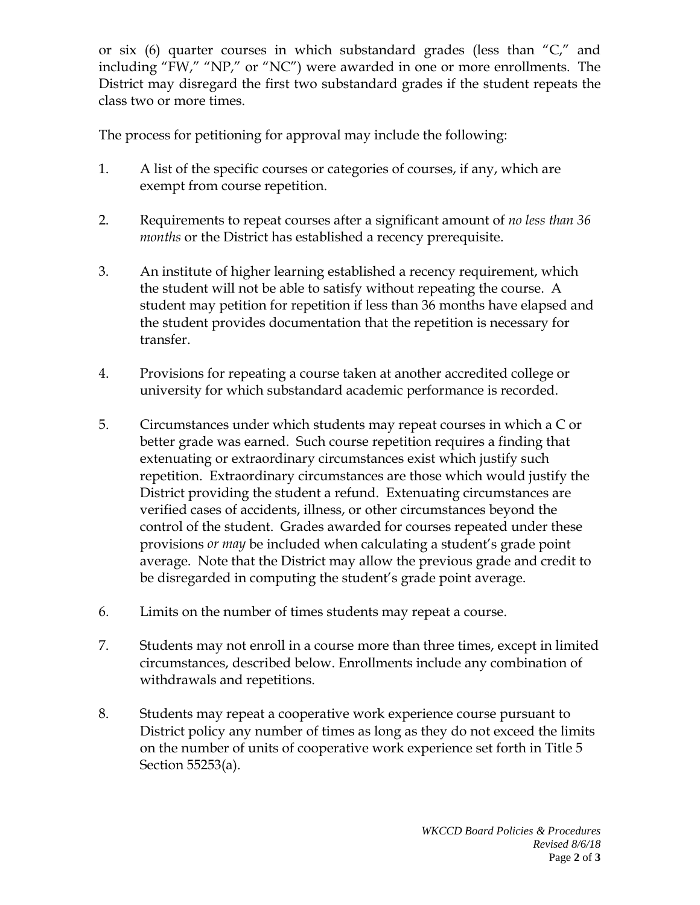or six (6) quarter courses in which substandard grades (less than "C," and including "FW," "NP," or "NC") were awarded in one or more enrollments. The District may disregard the first two substandard grades if the student repeats the class two or more times.

The process for petitioning for approval may include the following:

1. A list of the specific courses or categories of courses, if any, which are exempt from course repetition.

2. Requirements to repeat courses after a significant amount of *no less than 36 months* or the District has established a recency prerequisite.

3. An institute of higher learning established a recency requirement, which the student will not be able to satisfy without repeating the course. A student may petition for repetition if less than 36 months have elapsed and the student provides documentation that the repetition is necessary for transfer.

4. Provisions for repeating a course taken at another accredited college or university for which substandard academic performance is recorded.

5. Circumstances under which students may repeat courses in which a C or better grade was earned. Such course repetition requires a finding that extenuating or extraordinary circumstances exist which justify such repetition. Extraordinary circumstances are those which would justify the District providing the student a refund. Extenuating circumstances are verified cases of accidents, illness, or other circumstances beyond the control of the student. Grades awarded for courses repeated under these provisions *or may* be included when calculating a student's grade point average. Note that the District may allow the previous grade and credit to be disregarded in computing the student's grade point average.

6. Limits on the number of times students may repeat a course.

7. Students may not enroll in a course more than three times, except in limited circumstances, described below. Enrollments include any combination of withdrawals and repetitions.

8. Students may repeat a cooperative work experience course pursuant to District policy any number of times as long as they do not exceed the limits on the number of units of cooperative work experience set forth in Title 5 Section 55253(a).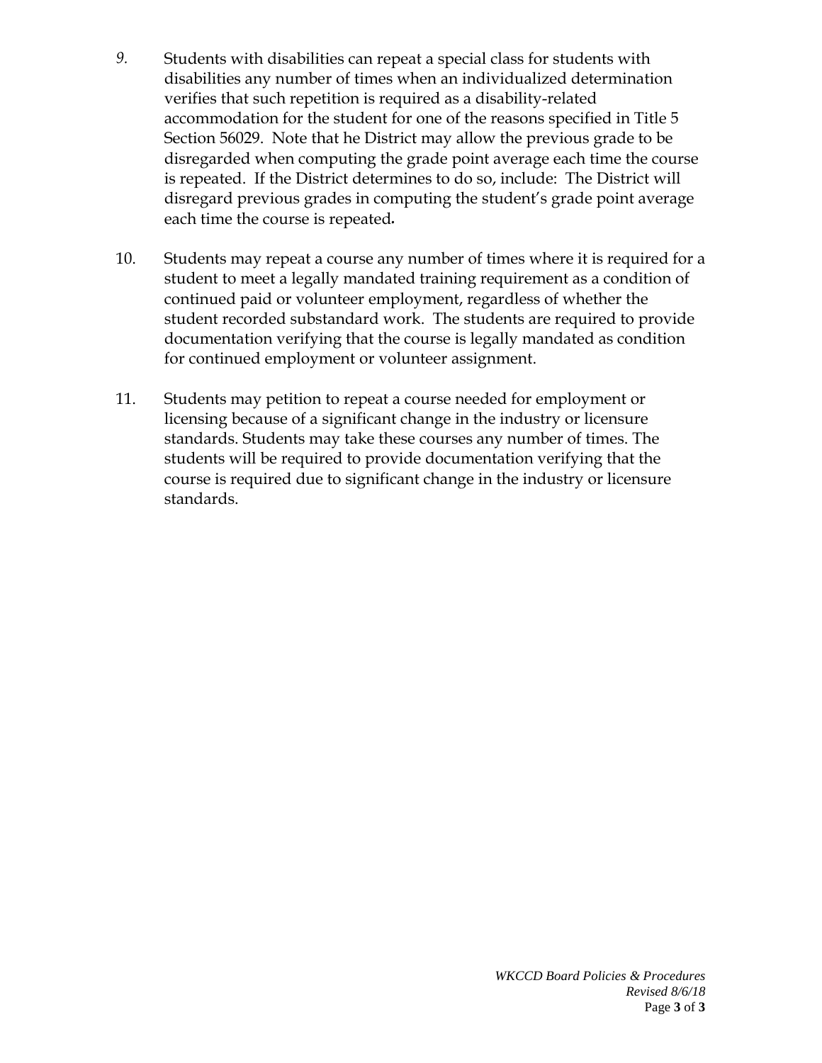9. Students with disabilities can repeat a special class for students with disabilities any number of times when an individualized determination verifies that such repetition is required as a disability-related accommodation for the student for one of the reasons specified in Title 5 Section 56029. Note that he District may allow the previous grade to be disregarded when computing the grade point average each time the course is repeated. If the District determines to do so, include: The District will disregard previous grades in computing the student's grade point average each time the course is repeated**.**

10. Students may repeat a course any number of times where it is required for a student to meet a legally mandated training requirement as a condition of continued paid or volunteer employment, regardless of whether the student recorded substandard work. The students are required to provide documentation verifying that the course is legally mandated as condition for continued employment or volunteer assignment.

11. Students may petition to repeat a course needed for employment or licensing because of a significant change in the industry or licensure standards. Students may take these courses any number of times. The students will be required to provide documentation verifying that the course is required due to significant change in the industry or licensure standards.